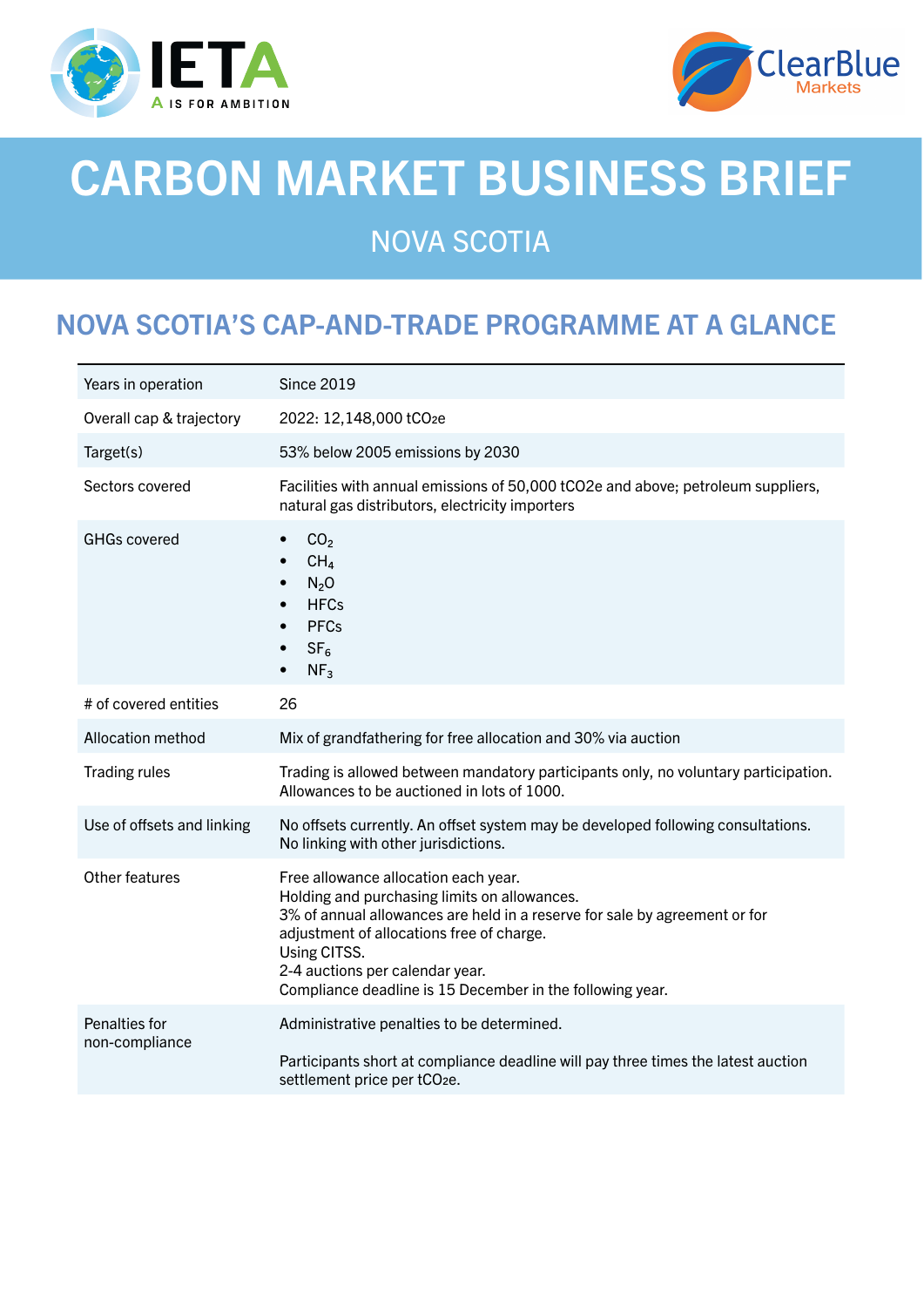# CARBON MARKET BUSINESS BRIEF

## NOVA SCOTIA

## NOVA SCOTIA'S CAP-AND-TRADE PROGRAMME AT A GLANCE

| | |
|---|---|
| Years in operation | Since 2019 |
| Overall cap & trajectory | 2022: 12,148,000 tCO2e |
| Target(s) | 53% below 2005 emissions by 2030 |
| Sectors covered | Facilities with annual emissions of 50,000 tCO2e and above; petroleum suppliers, natural gas distributors, electricity importers |
| GHGs covered | • $CO_2$<br>• $CH_4$<br>• $N_2O$<br>• HFCs<br>• PFCs<br>• $SF_6$<br>• $NF_3$ |
| # of covered entities | 26 |
| Allocation method | Mix of grandfathering for free allocation and 30% via auction |
| Trading rules | Trading is allowed between mandatory participants only, no voluntary participation.<br>Allowances to be auctioned in lots of 1000. |
| Use of offsets and linking | No offsets currently. An offset system may be developed following consultations.<br>No linking with other jurisdictions. |
| Other features | Free allowance allocation each year.<br>Holding and purchasing limits on allowances.<br>3% of annual allowances are held in a reserve for sale by agreement or for adjustment of allocations free of charge.<br>Using CITSS.<br>2-4 auctions per calendar year.<br>Compliance deadline is 15 December in the following year. |
| Penalties for non-compliance | Administrative penalties to be determined.<br><br>Participants short at compliance deadline will pay three times the latest auction settlement price per tCO2e. |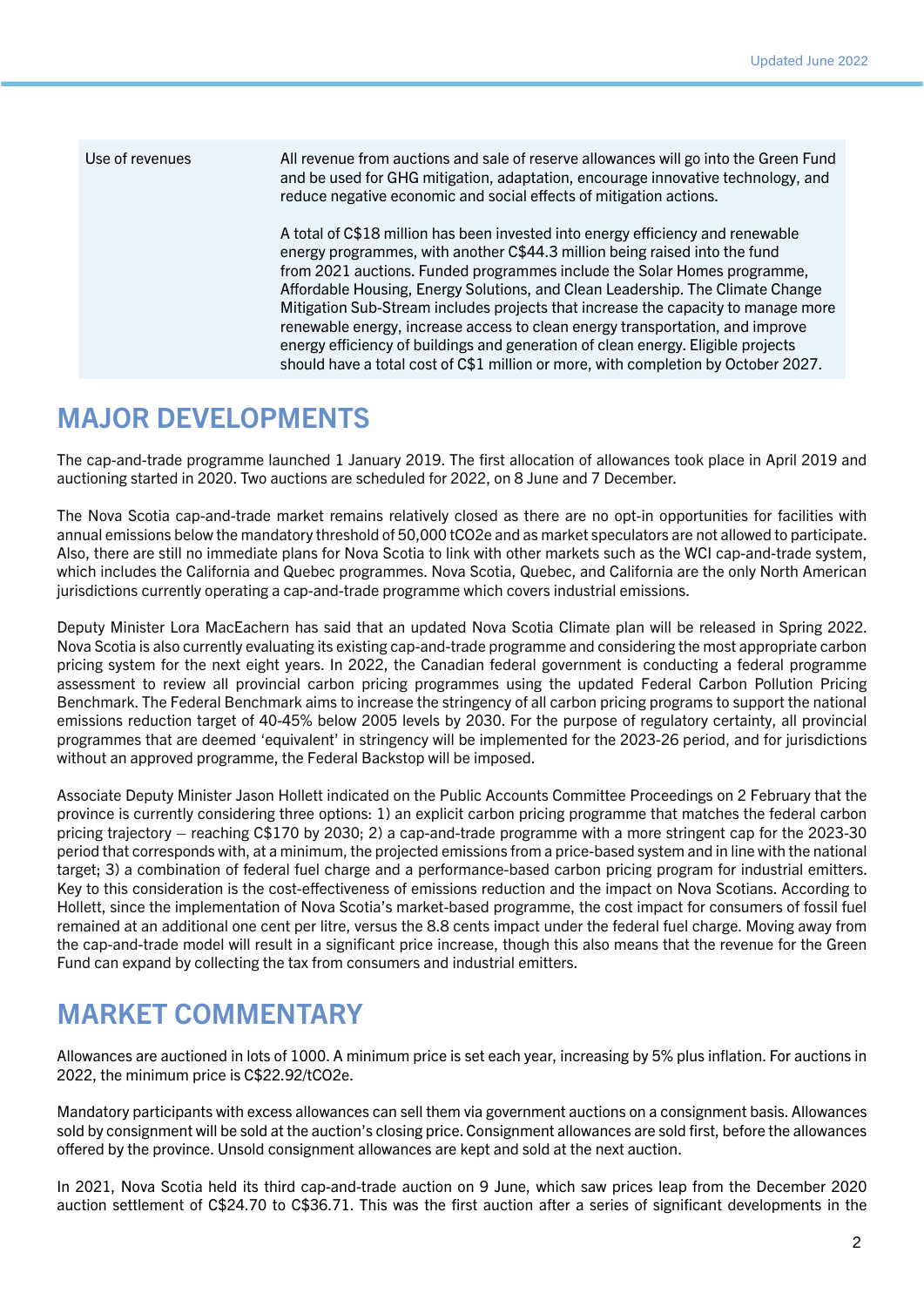| Use of revenues | All revenue from auctions and sale of reserve allowances will go into the Green Fund and be used for GHG mitigation, adaptation, encourage innovative technology, and reduce negative economic and social effects of mitigation actions.<br><br>A total of C$18 million has been invested into energy efficiency and renewable energy programmes, with another C$44.3 million being raised into the fund from 2021 auctions. Funded programmes include the Solar Homes programme, Affordable Housing, Energy Solutions, and Clean Leadership. The Climate Change Mitigation Sub-Stream includes projects that increase the capacity to manage more renewable energy, increase access to clean energy transportation, and improve energy efficiency of buildings and generation of clean energy. Eligible projects should have a total cost of C$1 million or more, with completion by October 2027. |
|---|---|

## MAJOR DEVELOPMENTS

The cap-and-trade programme launched 1 January 2019. The first allocation of allowances took place in April 2019 and auctioning started in 2020. Two auctions are scheduled for 2022, on 8 June and 7 December.

The Nova Scotia cap-and-trade market remains relatively closed as there are no opt-in opportunities for facilities with annual emissions below the mandatory threshold of 50,000 tCO2e and as market speculators are not allowed to participate. Also, there are still no immediate plans for Nova Scotia to link with other markets such as the WCI cap-and-trade system, which includes the California and Quebec programmes. Nova Scotia, Quebec, and California are the only North American jurisdictions currently operating a cap-and-trade programme which covers industrial emissions.

Deputy Minister Lora MacEachern has said that an updated Nova Scotia Climate plan will be released in Spring 2022. Nova Scotia is also currently evaluating its existing cap-and-trade programme and considering the most appropriate carbon pricing system for the next eight years. In 2022, the Canadian federal government is conducting a federal programme assessment to review all provincial carbon pricing programmes using the updated Federal Carbon Pollution Pricing Benchmark. The Federal Benchmark aims to increase the stringency of all carbon pricing programs to support the national emissions reduction target of 40-45% below 2005 levels by 2030. For the purpose of regulatory certainty, all provincial programmes that are deemed 'equivalent' in stringency will be implemented for the 2023-26 period, and for jurisdictions without an approved programme, the Federal Backstop will be imposed.

Associate Deputy Minister Jason Hollett indicated on the Public Accounts Committee Proceedings on 2 February that the province is currently considering three options: 1) an explicit carbon pricing programme that matches the federal carbon pricing trajectory – reaching C$170 by 2030; 2) a cap-and-trade programme with a more stringent cap for the 2023-30 period that corresponds with, at a minimum, the projected emissions from a price-based system and in line with the national target; 3) a combination of federal fuel charge and a performance-based carbon pricing program for industrial emitters. Key to this consideration is the cost-effectiveness of emissions reduction and the impact on Nova Scotians. According to Hollett, since the implementation of Nova Scotia's market-based programme, the cost impact for consumers of fossil fuel remained at an additional one cent per litre, versus the 8.8 cents impact under the federal fuel charge. Moving away from the cap-and-trade model will result in a significant price increase, though this also means that the revenue for the Green Fund can expand by collecting the tax from consumers and industrial emitters.

## MARKET COMMENTARY

Allowances are auctioned in lots of 1000. A minimum price is set each year, increasing by 5% plus inflation. For auctions in 2022, the minimum price is C$22.92/tCO2e.

Mandatory participants with excess allowances can sell them via government auctions on a consignment basis. Allowances sold by consignment will be sold at the auction's closing price. Consignment allowances are sold first, before the allowances offered by the province. Unsold consignment allowances are kept and sold at the next auction.

In 2021, Nova Scotia held its third cap-and-trade auction on 9 June, which saw prices leap from the December 2020 auction settlement of C$24.70 to C$36.71. This was the first auction after a series of significant developments in the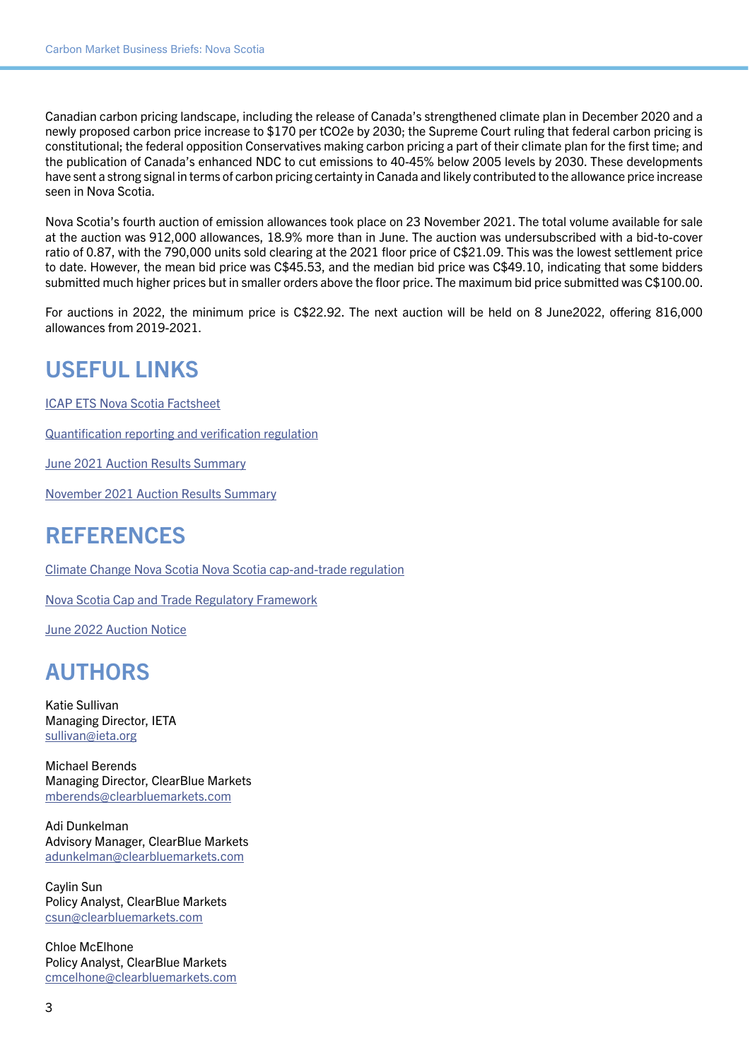Canadian carbon pricing landscape, including the release of Canada's strengthened climate plan in December 2020 and a newly proposed carbon price increase to $170 per tCO2e by 2030; the Supreme Court ruling that federal carbon pricing is constitutional; the federal opposition Conservatives making carbon pricing a part of their climate plan for the first time; and the publication of Canada's enhanced NDC to cut emissions to 40-45% below 2005 levels by 2030. These developments have sent a strong signal in terms of carbon pricing certainty in Canada and likely contributed to the allowance price increase seen in Nova Scotia.

Nova Scotia's fourth auction of emission allowances took place on 23 November 2021. The total volume available for sale at the auction was 912,000 allowances, 18.9% more than in June. The auction was undersubscribed with a bid-to-cover ratio of 0.87, with the 790,000 units sold clearing at the 2021 floor price of C$21.09. This was the lowest settlement price to date. However, the mean bid price was C$45.53, and the median bid price was C$49.10, indicating that some bidders submitted much higher prices but in smaller orders above the floor price. The maximum bid price submitted was C$100.00.

For auctions in 2022, the minimum price is C$22.92. The next auction will be held on 8 June2022, offering 816,000 allowances from 2019-2021.

## USEFUL LINKS

ICAP ETS Nova Scotia Factsheet

Quantification reporting and verification regulation

June 2021 Auction Results Summary

November 2021 Auction Results Summary

## REFERENCES

Climate Change Nova Scotia Nova Scotia cap-and-trade regulation

Nova Scotia Cap and Trade Regulatory Framework

June 2022 Auction Notice

## AUTHORS

Katie Sullivan
Managing Director, IETA
sullivan@ieta.org

Michael Berends
Managing Director, ClearBlue Markets
mberends@clearbluemarkets.com

Adi Dunkelman
Advisory Manager, ClearBlue Markets
adunkelman@clearbluemarkets.com

Caylin Sun
Policy Analyst, ClearBlue Markets
csun@clearbluemarkets.com

Chloe McElhone
Policy Analyst, ClearBlue Markets
cmcelhone@clearbluemarkets.com